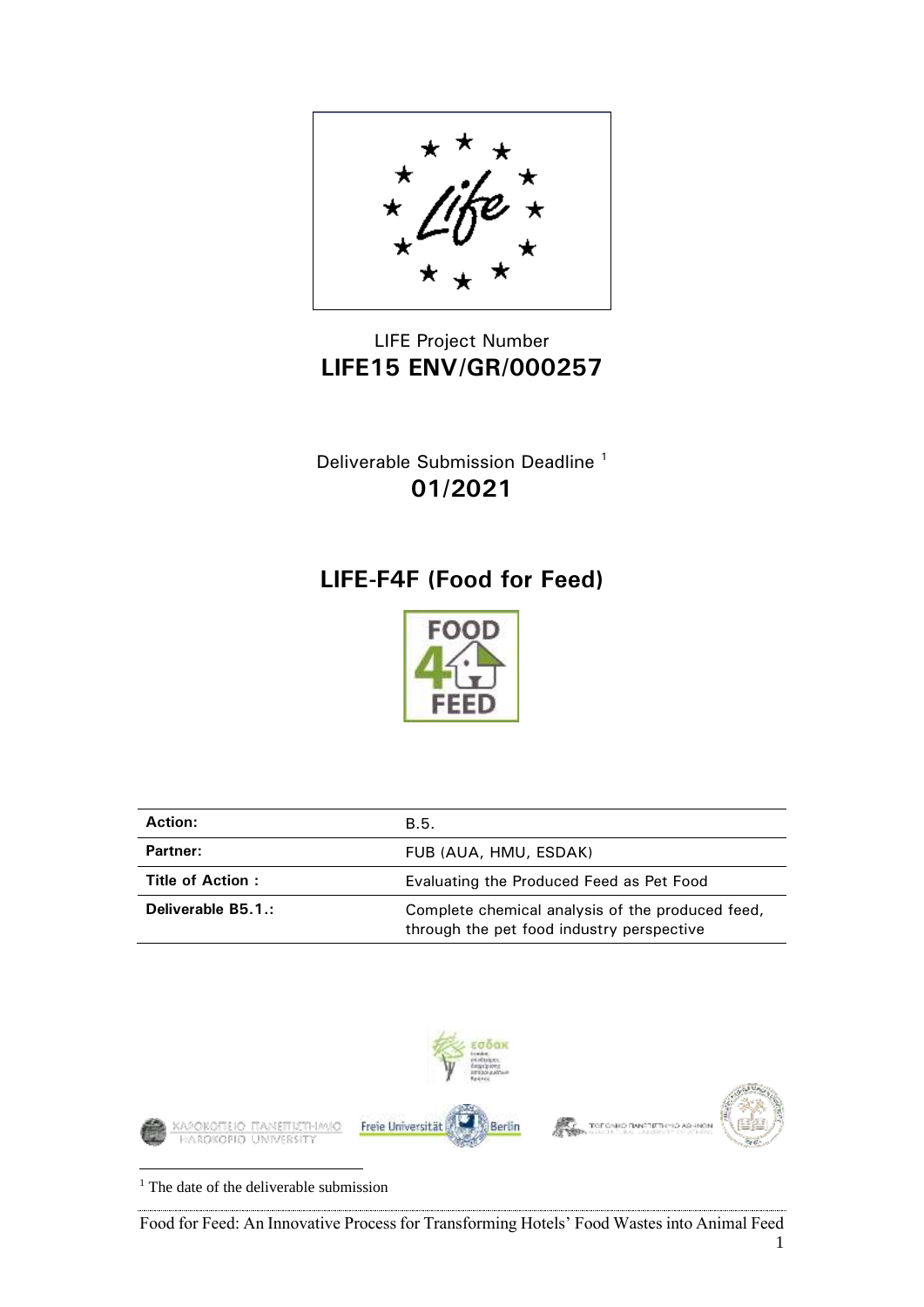LIFE Project Number

**LIFE15 ENV/GR/000257**

Deliverable Submission Deadline [1]

**01/2021**

# LIFE-F4F (Food for Feed)

| | |
|---|---|
| **Action:** | B.5. |
| **Partner:** | FUB (AUA, HMU, ESDAK) |
| **Title of Action :** | Evaluating the Produced Feed as Pet Food |
| **Deliverable B5.1.:** | Complete chemical analysis of the produced feed, through the pet food industry perspective |

[1] The date of the deliverable submission

Food for Feed: An Innovative Process for Transforming Hotels' Food Wastes into Animal Feed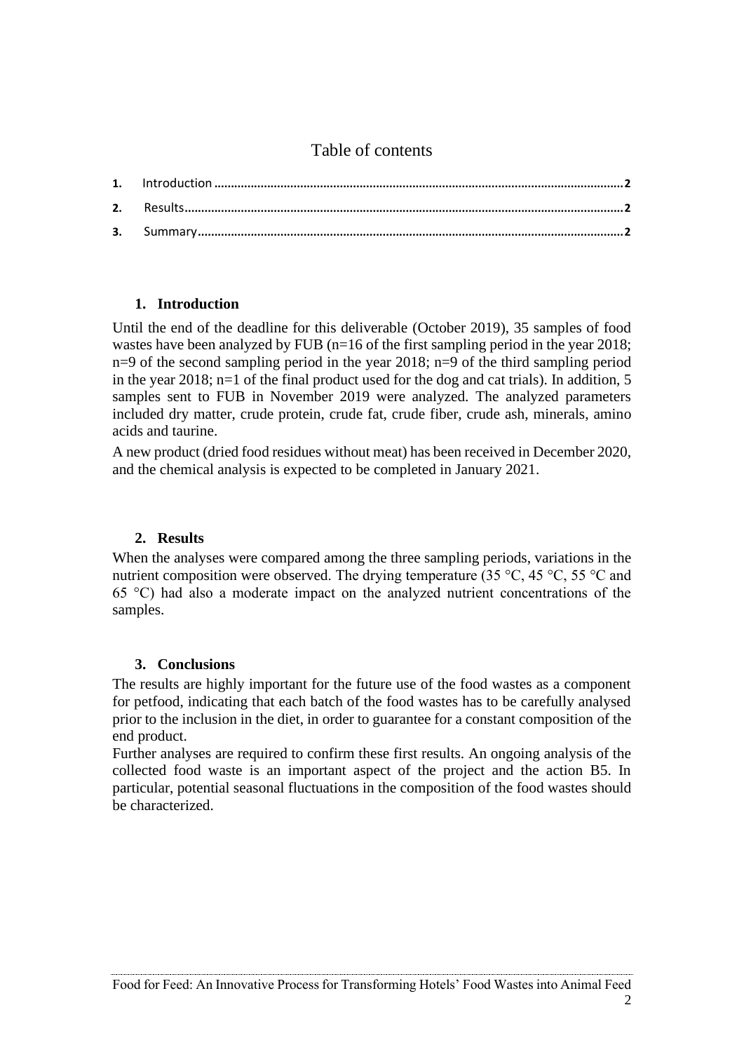# Table of contents

1. Introduction ........................................................ 2
2. Results ........................................................ 2
3. Summary ........................................................ 2

## 1. Introduction

Until the end of the deadline for this deliverable (October 2019), 35 samples of food wastes have been analyzed by FUB (n=16 of the first sampling period in the year 2018; n=9 of the second sampling period in the year 2018; n=9 of the third sampling period in the year 2018; n=1 of the final product used for the dog and cat trials). In addition, 5 samples sent to FUB in November 2019 were analyzed. The analyzed parameters included dry matter, crude protein, crude fat, crude fiber, crude ash, minerals, amino acids and taurine.

A new product (dried food residues without meat) has been received in December 2020, and the chemical analysis is expected to be completed in January 2021.

## 2. Results

When the analyses were compared among the three sampling periods, variations in the nutrient composition were observed. The drying temperature (35 °C, 45 °C, 55 °C and 65 °C) had also a moderate impact on the analyzed nutrient concentrations of the samples.

## 3. Conclusions

The results are highly important for the future use of the food wastes as a component for petfood, indicating that each batch of the food wastes has to be carefully analysed prior to the inclusion in the diet, in order to guarantee for a constant composition of the end product.

Further analyses are required to confirm these first results. An ongoing analysis of the collected food waste is an important aspect of the project and the action B5. In particular, potential seasonal fluctuations in the composition of the food wastes should be characterized.